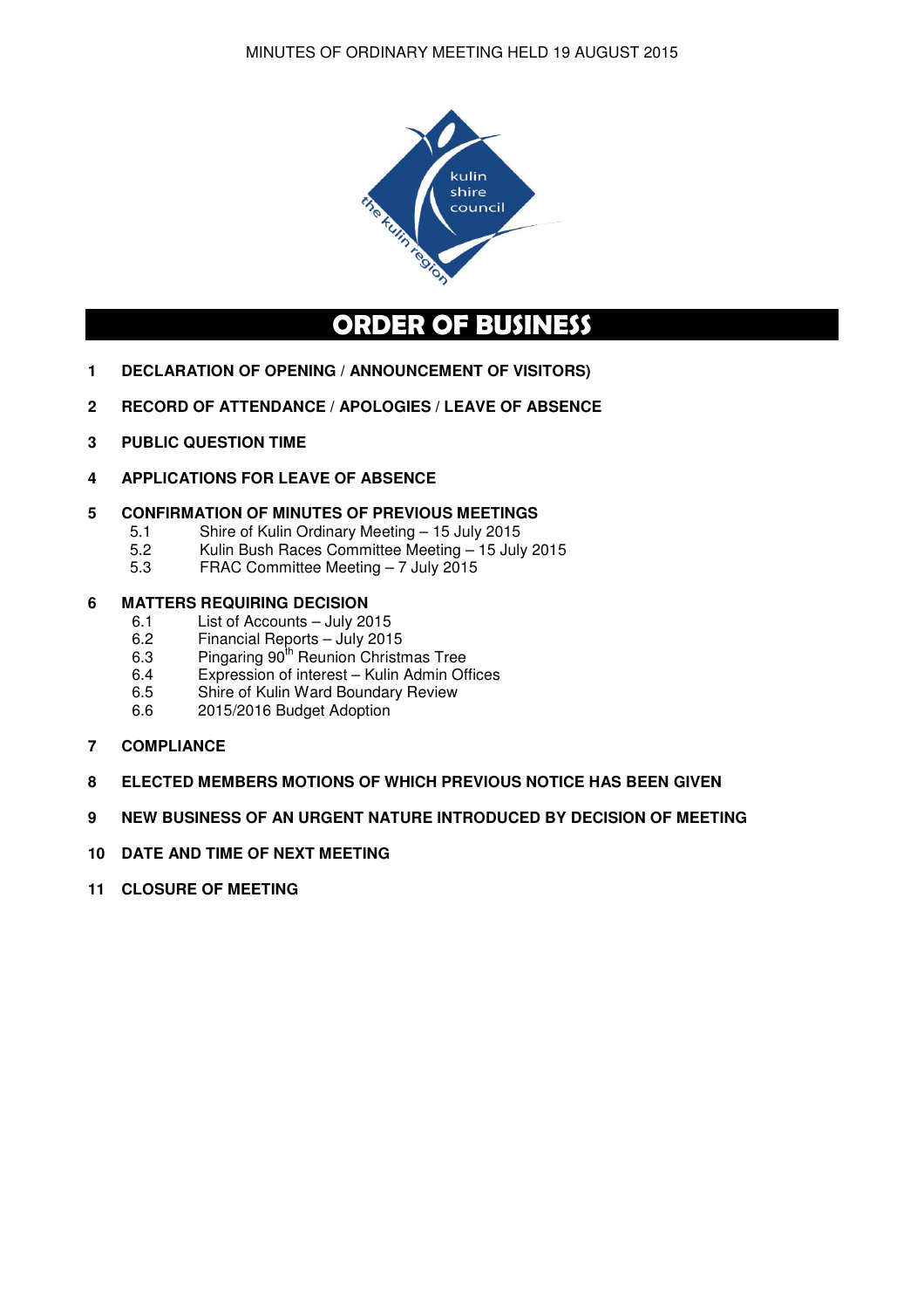MINUTES OF ORDINARY MEETING HELD 19 AUGUST 2015

# ORDER OF BUSINESS

1 **DECLARATION OF OPENING / ANNOUNCEMENT OF VISITORS)**

2 **RECORD OF ATTENDANCE / APOLOGIES / LEAVE OF ABSENCE**

3 **PUBLIC QUESTION TIME**

4 **APPLICATIONS FOR LEAVE OF ABSENCE**

5 **CONFIRMATION OF MINUTES OF PREVIOUS MEETINGS**
   - 5.1 Shire of Kulin Ordinary Meeting – 15 July 2015
   - 5.2 Kulin Bush Races Committee Meeting – 15 July 2015
   - 5.3 FRAC Committee Meeting – 7 July 2015

6 **MATTERS REQUIRING DECISION**
   - 6.1 List of Accounts – July 2015
   - 6.2 Financial Reports – July 2015
   - 6.3 Pingaring 90th Reunion Christmas Tree
   - 6.4 Expression of interest – Kulin Admin Offices
   - 6.5 Shire of Kulin Ward Boundary Review
   - 6.6 2015/2016 Budget Adoption

7 **COMPLIANCE**

8 **ELECTED MEMBERS MOTIONS OF WHICH PREVIOUS NOTICE HAS BEEN GIVEN**

9 **NEW BUSINESS OF AN URGENT NATURE INTRODUCED BY DECISION OF MEETING**

10 **DATE AND TIME OF NEXT MEETING**

11 **CLOSURE OF MEETING**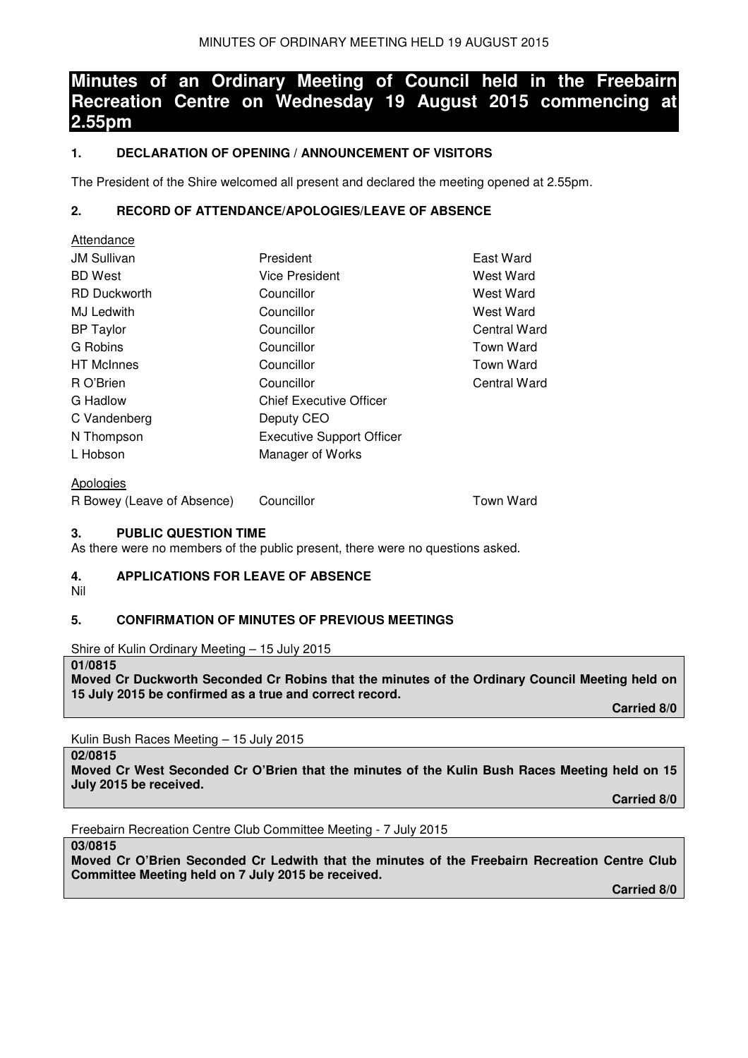# Minutes of an Ordinary Meeting of Council held in the Freebairn Recreation Centre on Wednesday 19 August 2015 commencing at 2.55pm

## 1. DECLARATION OF OPENING / ANNOUNCEMENT OF VISITORS

The President of the Shire welcomed all present and declared the meeting opened at 2.55pm.

## 2. RECORD OF ATTENDANCE/APOLOGIES/LEAVE OF ABSENCE

Attendance

| | | |
|---|---|---|
| JM Sullivan | President | East Ward |
| BD West | Vice President | West Ward |
| RD Duckworth | Councillor | West Ward |
| MJ Ledwith | Councillor | West Ward |
| BP Taylor | Councillor | Central Ward |
| G Robins | Councillor | Town Ward |
| HT McInnes | Councillor | Town Ward |
| R O'Brien | Councillor | Central Ward |
| G Hadlow | Chief Executive Officer | |
| C Vandenberg | Deputy CEO | |
| N Thompson | Executive Support Officer | |
| L Hobson | Manager of Works | |

Apologies

| | | |
|---|---|---|
| R Bowey (Leave of Absence) | Councillor | Town Ward |

## 3. PUBLIC QUESTION TIME

As there were no members of the public present, there were no questions asked.

## 4. APPLICATIONS FOR LEAVE OF ABSENCE

Nil

## 5. CONFIRMATION OF MINUTES OF PREVIOUS MEETINGS

Shire of Kulin Ordinary Meeting – 15 July 2015

**01/0815**

**Moved Cr Duckworth Seconded Cr Robins that the minutes of the Ordinary Council Meeting held on 15 July 2015 be confirmed as a true and correct record.**

**Carried 8/0**

Kulin Bush Races Meeting – 15 July 2015

**02/0815**

**Moved Cr West Seconded Cr O'Brien that the minutes of the Kulin Bush Races Meeting held on 15 July 2015 be received.**

**Carried 8/0**

Freebairn Recreation Centre Club Committee Meeting - 7 July 2015

**03/0815**

**Moved Cr O'Brien Seconded Cr Ledwith that the minutes of the Freebairn Recreation Centre Club Committee Meeting held on 7 July 2015 be received.**

**Carried 8/0**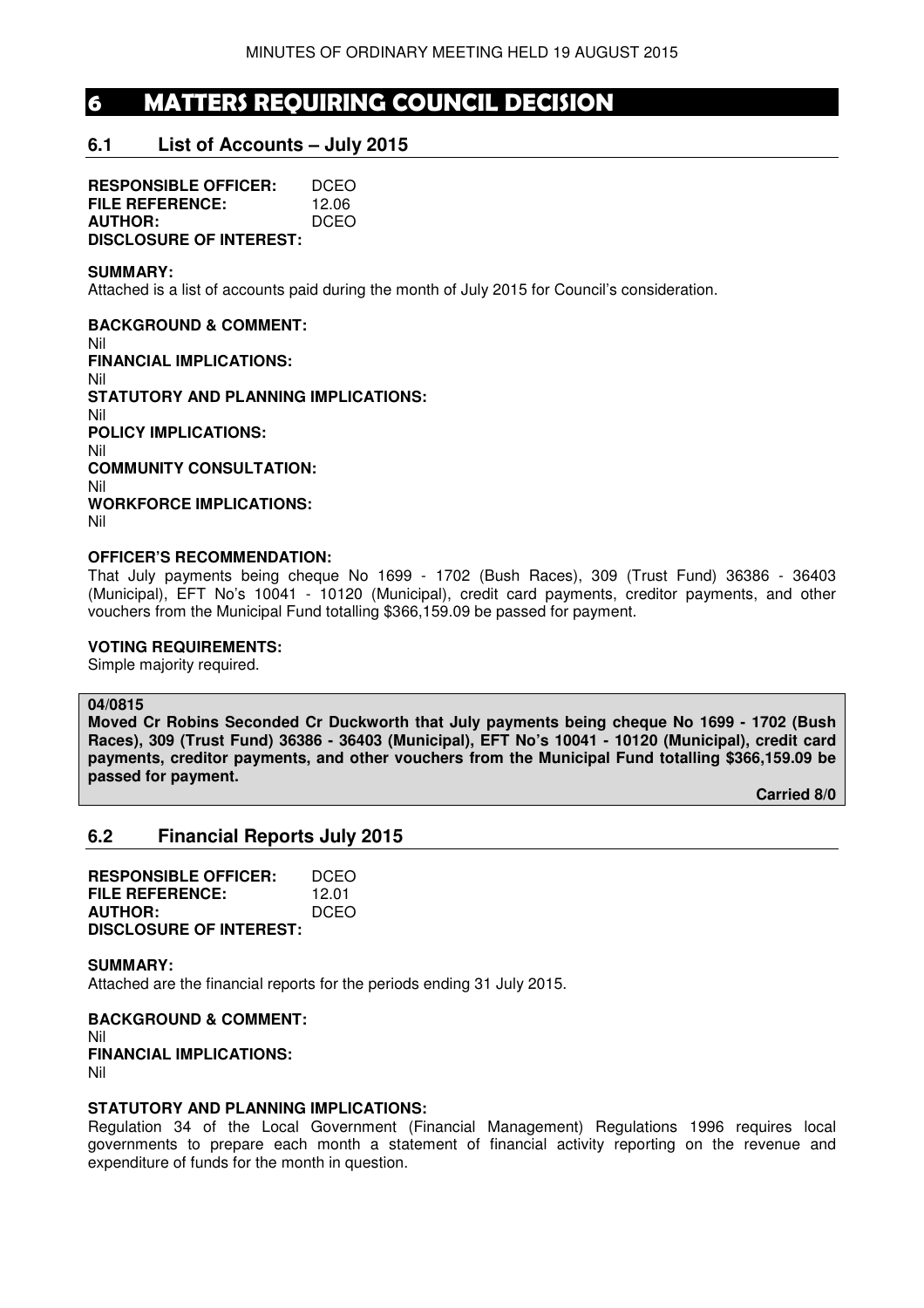# 6 MATTERS REQUIRING COUNCIL DECISION

## 6.1 List of Accounts – July 2015

**RESPONSIBLE OFFICER:** DCEO
**FILE REFERENCE:** 12.06
**AUTHOR:** DCEO
**DISCLOSURE OF INTEREST:**

**SUMMARY:**
Attached is a list of accounts paid during the month of July 2015 for Council's consideration.

**BACKGROUND & COMMENT:**
Nil
**FINANCIAL IMPLICATIONS:**
Nil
**STATUTORY AND PLANNING IMPLICATIONS:**
Nil
**POLICY IMPLICATIONS:**
Nil
**COMMUNITY CONSULTATION:**
Nil
**WORKFORCE IMPLICATIONS:**
Nil

**OFFICER'S RECOMMENDATION:**
That July payments being cheque No 1699 - 1702 (Bush Races), 309 (Trust Fund) 36386 - 36403 (Municipal), EFT No's 10041 - 10120 (Municipal), credit card payments, creditor payments, and other vouchers from the Municipal Fund totalling $366,159.09 be passed for payment.

**VOTING REQUIREMENTS:**
Simple majority required.

**04/0815**
**Moved Cr Robins Seconded Cr Duckworth that July payments being cheque No 1699 - 1702 (Bush Races), 309 (Trust Fund) 36386 - 36403 (Municipal), EFT No's 10041 - 10120 (Municipal), credit card payments, creditor payments, and other vouchers from the Municipal Fund totalling $366,159.09 be passed for payment.**

**Carried 8/0**

## 6.2 Financial Reports July 2015

**RESPONSIBLE OFFICER:** DCEO
**FILE REFERENCE:** 12.01
**AUTHOR:** DCEO
**DISCLOSURE OF INTEREST:**

**SUMMARY:**
Attached are the financial reports for the periods ending 31 July 2015.

**BACKGROUND & COMMENT:**
Nil
**FINANCIAL IMPLICATIONS:**
Nil

**STATUTORY AND PLANNING IMPLICATIONS:**
Regulation 34 of the Local Government (Financial Management) Regulations 1996 requires local governments to prepare each month a statement of financial activity reporting on the revenue and expenditure of funds for the month in question.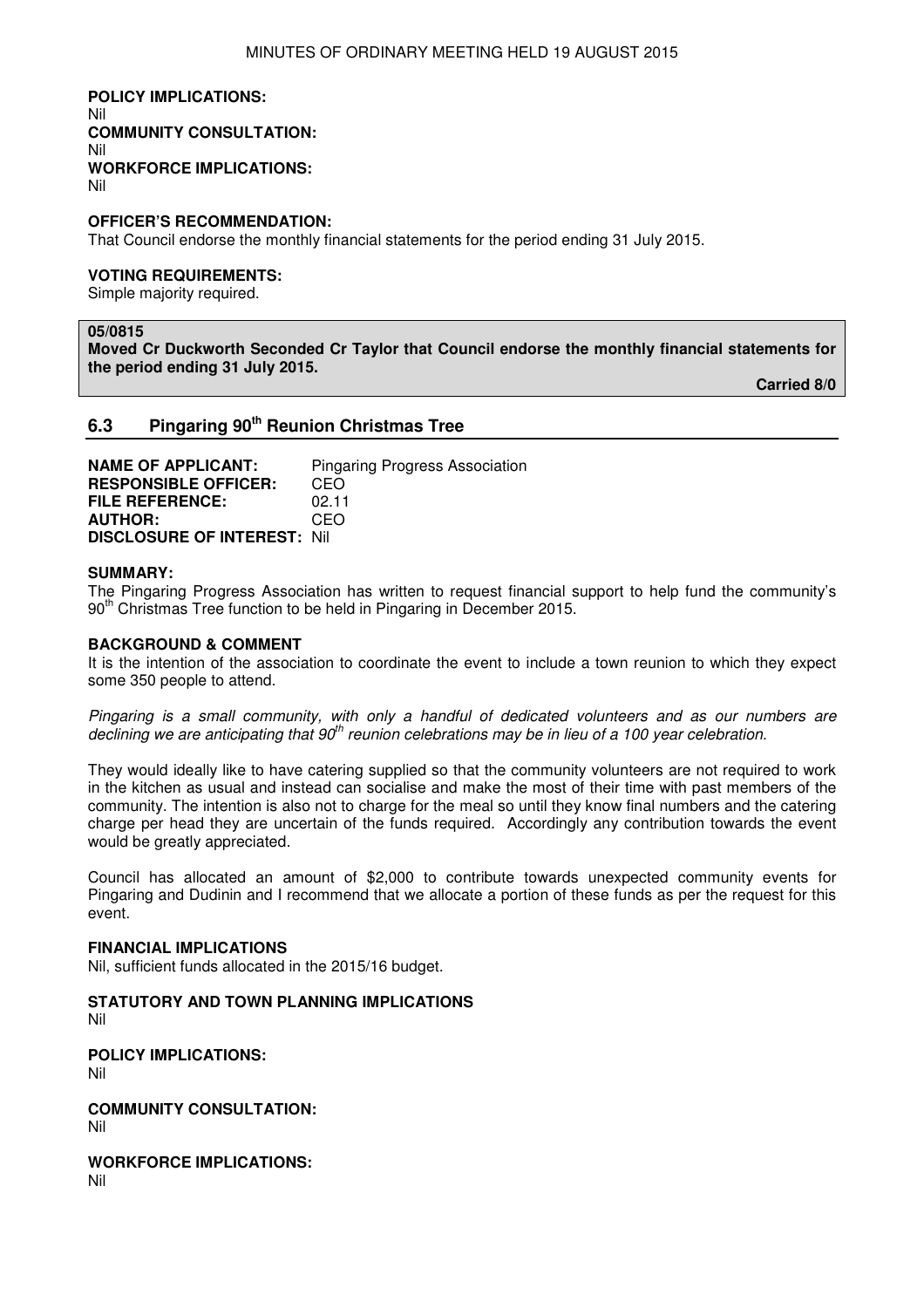**POLICY IMPLICATIONS:**
Nil
**COMMUNITY CONSULTATION:**
Nil
**WORKFORCE IMPLICATIONS:**
Nil

**OFFICER'S RECOMMENDATION:**
That Council endorse the monthly financial statements for the period ending 31 July 2015.

**VOTING REQUIREMENTS:**
Simple majority required.

**05/0815**
**Moved Cr Duckworth Seconded Cr Taylor that Council endorse the monthly financial statements for the period ending 31 July 2015.**

**Carried 8/0**

## 6.3 Pingaring 90th Reunion Christmas Tree

**NAME OF APPLICANT:** Pingaring Progress Association
**RESPONSIBLE OFFICER:** CEO
**FILE REFERENCE:** 02.11
**AUTHOR:** CEO
**DISCLOSURE OF INTEREST:** Nil

**SUMMARY:**
The Pingaring Progress Association has written to request financial support to help fund the community's 90th Christmas Tree function to be held in Pingaring in December 2015.

**BACKGROUND & COMMENT**
It is the intention of the association to coordinate the event to include a town reunion to which they expect some 350 people to attend.

*Pingaring is a small community, with only a handful of dedicated volunteers and as our numbers are declining we are anticipating that 90th reunion celebrations may be in lieu of a 100 year celebration.*

They would ideally like to have catering supplied so that the community volunteers are not required to work in the kitchen as usual and instead can socialise and make the most of their time with past members of the community. The intention is also not to charge for the meal so until they know final numbers and the catering charge per head they are uncertain of the funds required. Accordingly any contribution towards the event would be greatly appreciated.

Council has allocated an amount of $2,000 to contribute towards unexpected community events for Pingaring and Dudinin and I recommend that we allocate a portion of these funds as per the request for this event.

**FINANCIAL IMPLICATIONS**
Nil, sufficient funds allocated in the 2015/16 budget.

**STATUTORY AND TOWN PLANNING IMPLICATIONS**
Nil

**POLICY IMPLICATIONS:**
Nil

**COMMUNITY CONSULTATION:**
Nil

**WORKFORCE IMPLICATIONS:**
Nil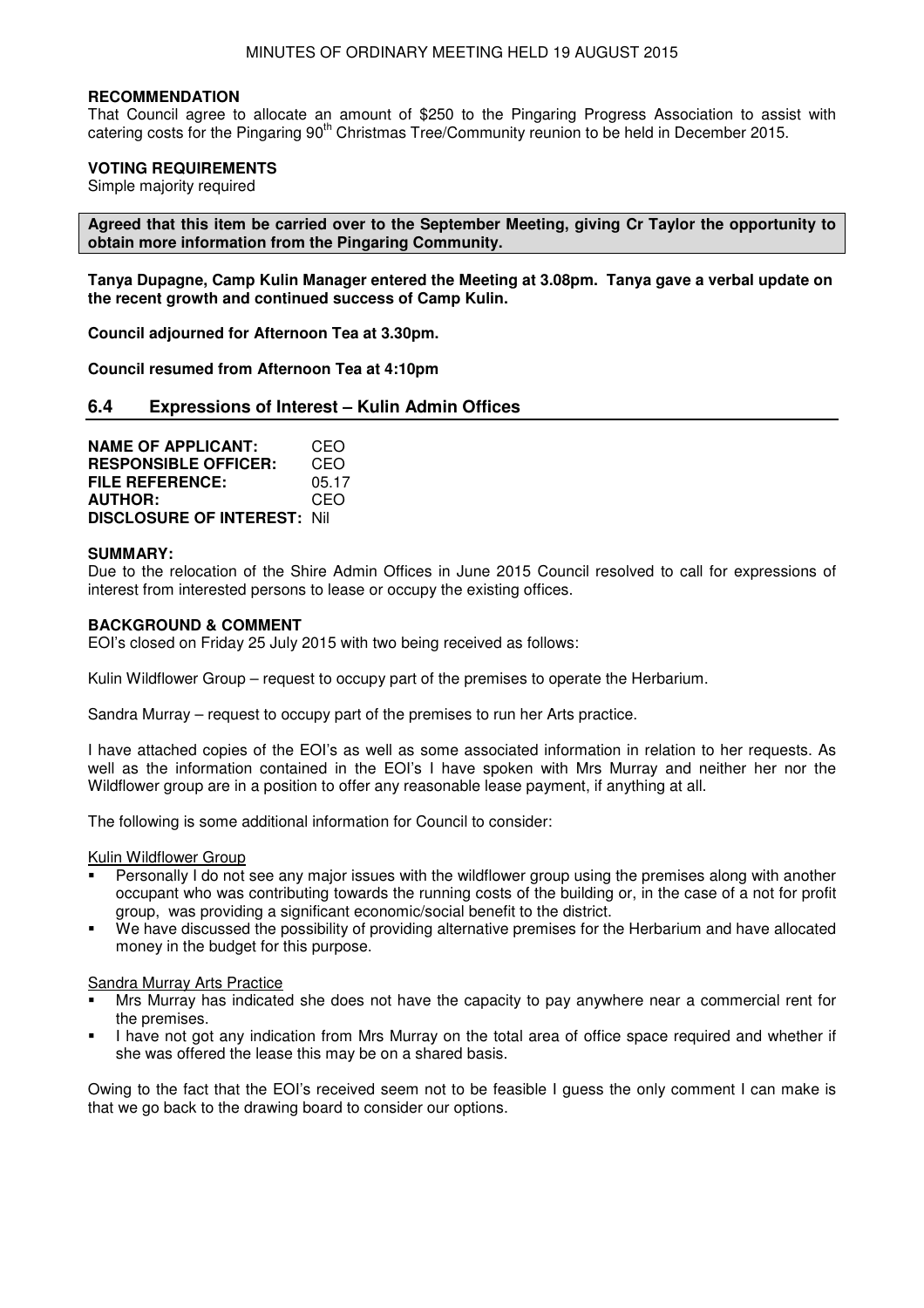**RECOMMENDATION**
That Council agree to allocate an amount of $250 to the Pingaring Progress Association to assist with catering costs for the Pingaring 90th Christmas Tree/Community reunion to be held in December 2015.

**VOTING REQUIREMENTS**
Simple majority required

**Agreed that this item be carried over to the September Meeting, giving Cr Taylor the opportunity to obtain more information from the Pingaring Community.**

**Tanya Dupagne, Camp Kulin Manager entered the Meeting at 3.08pm. Tanya gave a verbal update on the recent growth and continued success of Camp Kulin.**

**Council adjourned for Afternoon Tea at 3.30pm.**

**Council resumed from Afternoon Tea at 4:10pm**

## 6.4 Expressions of Interest – Kulin Admin Offices

**NAME OF APPLICANT:** CEO
**RESPONSIBLE OFFICER:** CEO
**FILE REFERENCE:** 05.17
**AUTHOR:** CEO
**DISCLOSURE OF INTEREST:** Nil

**SUMMARY:**
Due to the relocation of the Shire Admin Offices in June 2015 Council resolved to call for expressions of interest from interested persons to lease or occupy the existing offices.

**BACKGROUND & COMMENT**
EOI's closed on Friday 25 July 2015 with two being received as follows:

Kulin Wildflower Group – request to occupy part of the premises to operate the Herbarium.

Sandra Murray – request to occupy part of the premises to run her Arts practice.

I have attached copies of the EOI's as well as some associated information in relation to her requests. As well as the information contained in the EOI's I have spoken with Mrs Murray and neither her nor the Wildflower group are in a position to offer any reasonable lease payment, if anything at all.

The following is some additional information for Council to consider:

Kulin Wildflower Group

- Personally I do not see any major issues with the wildflower group using the premises along with another occupant who was contributing towards the running costs of the building or, in the case of a not for profit group, was providing a significant economic/social benefit to the district.
- We have discussed the possibility of providing alternative premises for the Herbarium and have allocated money in the budget for this purpose.

Sandra Murray Arts Practice

- Mrs Murray has indicated she does not have the capacity to pay anywhere near a commercial rent for the premises.
- I have not got any indication from Mrs Murray on the total area of office space required and whether if she was offered the lease this may be on a shared basis.

Owing to the fact that the EOI's received seem not to be feasible I guess the only comment I can make is that we go back to the drawing board to consider our options.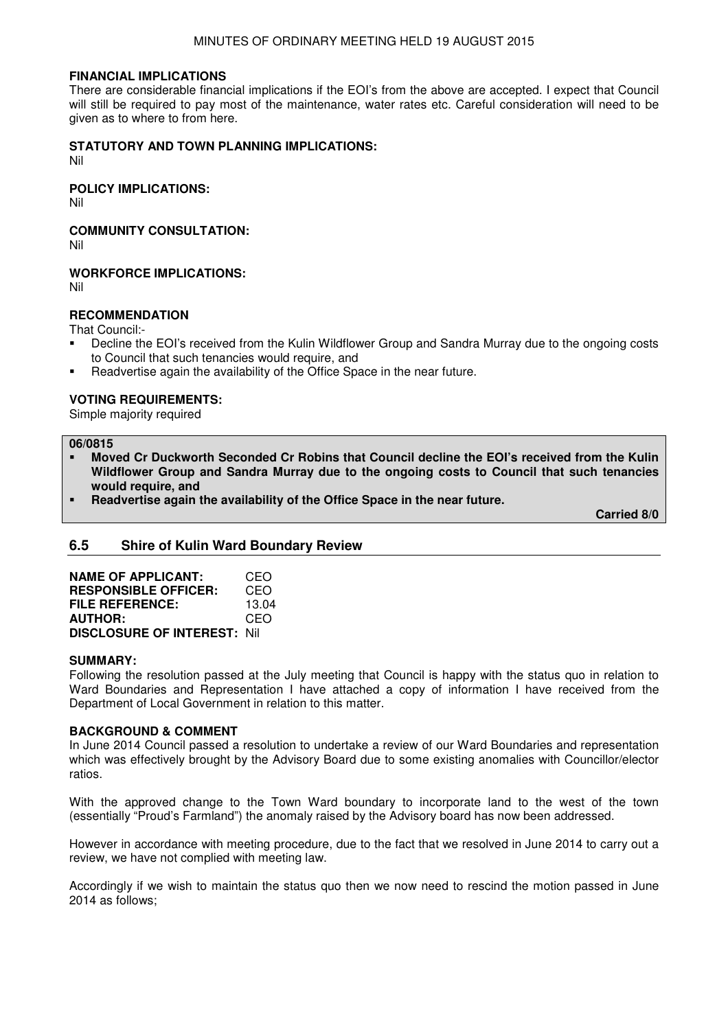**FINANCIAL IMPLICATIONS**

There are considerable financial implications if the EOI's from the above are accepted. I expect that Council will still be required to pay most of the maintenance, water rates etc. Careful consideration will need to be given as to where to from here.

**STATUTORY AND TOWN PLANNING IMPLICATIONS:**

Nil

**POLICY IMPLICATIONS:**

Nil

**COMMUNITY CONSULTATION:**

Nil

**WORKFORCE IMPLICATIONS:**

Nil

**RECOMMENDATION**

That Council:-

- Decline the EOI's received from the Kulin Wildflower Group and Sandra Murray due to the ongoing costs to Council that such tenancies would require, and
- Readvertise again the availability of the Office Space in the near future.

**VOTING REQUIREMENTS:**

Simple majority required

**06/0815**

- **Moved Cr Duckworth Seconded Cr Robins that Council decline the EOI's received from the Kulin Wildflower Group and Sandra Murray due to the ongoing costs to Council that such tenancies would require, and**
- **Readvertise again the availability of the Office Space in the near future.**

**Carried 8/0**

## 6.5 Shire of Kulin Ward Boundary Review

**NAME OF APPLICANT:** CEO
**RESPONSIBLE OFFICER:** CEO
**FILE REFERENCE:** 13.04
**AUTHOR:** CEO
**DISCLOSURE OF INTEREST:** Nil

**SUMMARY:**

Following the resolution passed at the July meeting that Council is happy with the status quo in relation to Ward Boundaries and Representation I have attached a copy of information I have received from the Department of Local Government in relation to this matter.

**BACKGROUND & COMMENT**

In June 2014 Council passed a resolution to undertake a review of our Ward Boundaries and representation which was effectively brought by the Advisory Board due to some existing anomalies with Councillor/elector ratios.

With the approved change to the Town Ward boundary to incorporate land to the west of the town (essentially "Proud's Farmland") the anomaly raised by the Advisory board has now been addressed.

However in accordance with meeting procedure, due to the fact that we resolved in June 2014 to carry out a review, we have not complied with meeting law.

Accordingly if we wish to maintain the status quo then we now need to rescind the motion passed in June 2014 as follows;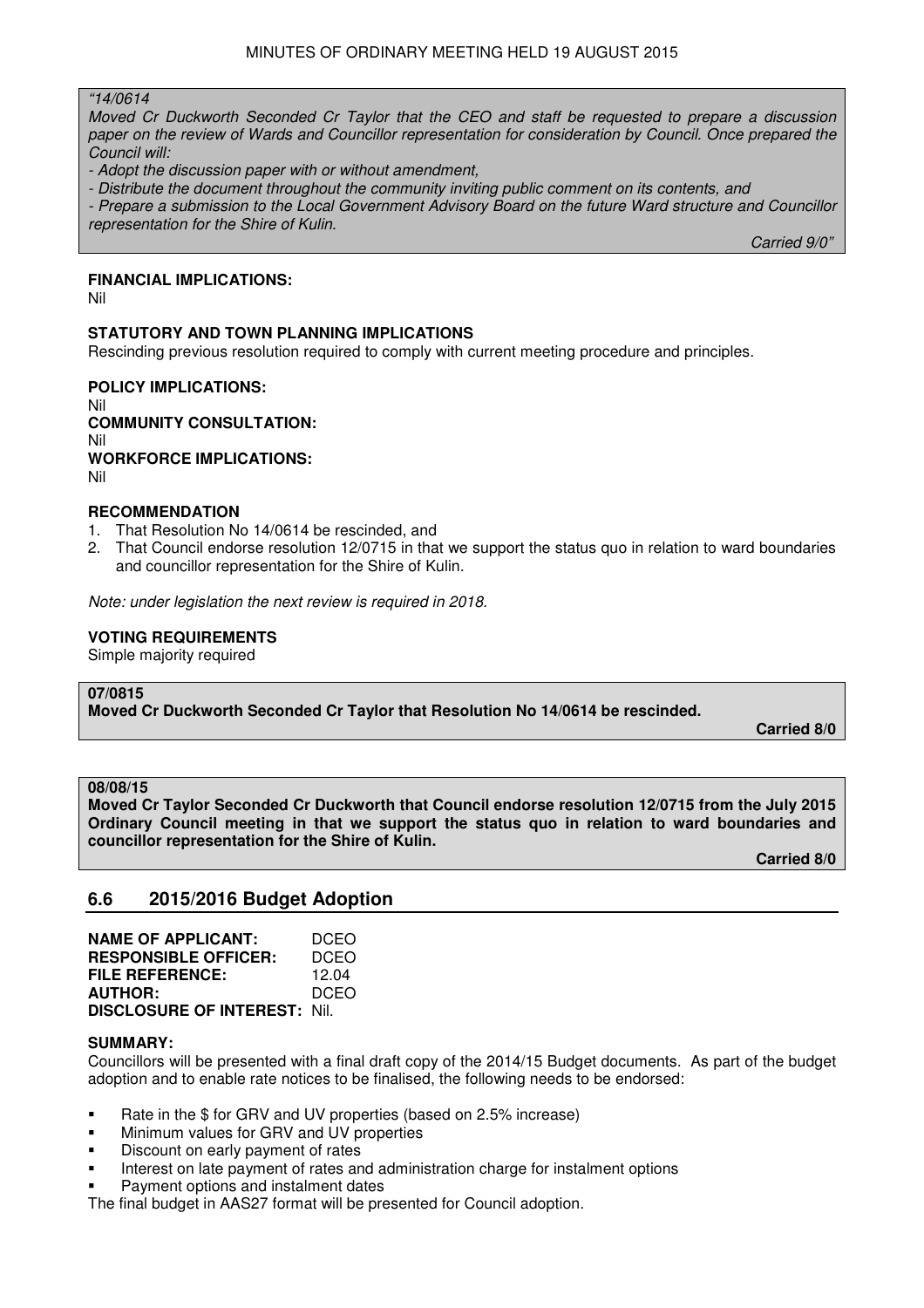*"14/0614*

*Moved Cr Duckworth Seconded Cr Taylor that the CEO and staff be requested to prepare a discussion paper on the review of Wards and Councillor representation for consideration by Council. Once prepared the Council will:*

*- Adopt the discussion paper with or without amendment,*

*- Distribute the document throughout the community inviting public comment on its contents, and*

*- Prepare a submission to the Local Government Advisory Board on the future Ward structure and Councillor representation for the Shire of Kulin.*

*Carried 9/0"*

**FINANCIAL IMPLICATIONS:**

Nil

**STATUTORY AND TOWN PLANNING IMPLICATIONS**

Rescinding previous resolution required to comply with current meeting procedure and principles.

**POLICY IMPLICATIONS:**

Nil

**COMMUNITY CONSULTATION:**

Nil

**WORKFORCE IMPLICATIONS:**

Nil

**RECOMMENDATION**

1. That Resolution No 14/0614 be rescinded, and
2. That Council endorse resolution 12/0715 in that we support the status quo in relation to ward boundaries and councillor representation for the Shire of Kulin.

*Note: under legislation the next review is required in 2018.*

**VOTING REQUIREMENTS**

Simple majority required

**07/0815**

**Moved Cr Duckworth Seconded Cr Taylor that Resolution No 14/0614 be rescinded.**

**Carried 8/0**

**08/08/15**

**Moved Cr Taylor Seconded Cr Duckworth that Council endorse resolution 12/0715 from the July 2015 Ordinary Council meeting in that we support the status quo in relation to ward boundaries and councillor representation for the Shire of Kulin.**

**Carried 8/0**

## 6.6 2015/2016 Budget Adoption

**NAME OF APPLICANT:** DCEO
**RESPONSIBLE OFFICER:** DCEO
**FILE REFERENCE:** 12.04
**AUTHOR:** DCEO
**DISCLOSURE OF INTEREST:** Nil.

**SUMMARY:**

Councillors will be presented with a final draft copy of the 2014/15 Budget documents. As part of the budget adoption and to enable rate notices to be finalised, the following needs to be endorsed:

- Rate in the $ for GRV and UV properties (based on 2.5% increase)
- Minimum values for GRV and UV properties
- Discount on early payment of rates
- Interest on late payment of rates and administration charge for instalment options
- Payment options and instalment dates

The final budget in AAS27 format will be presented for Council adoption.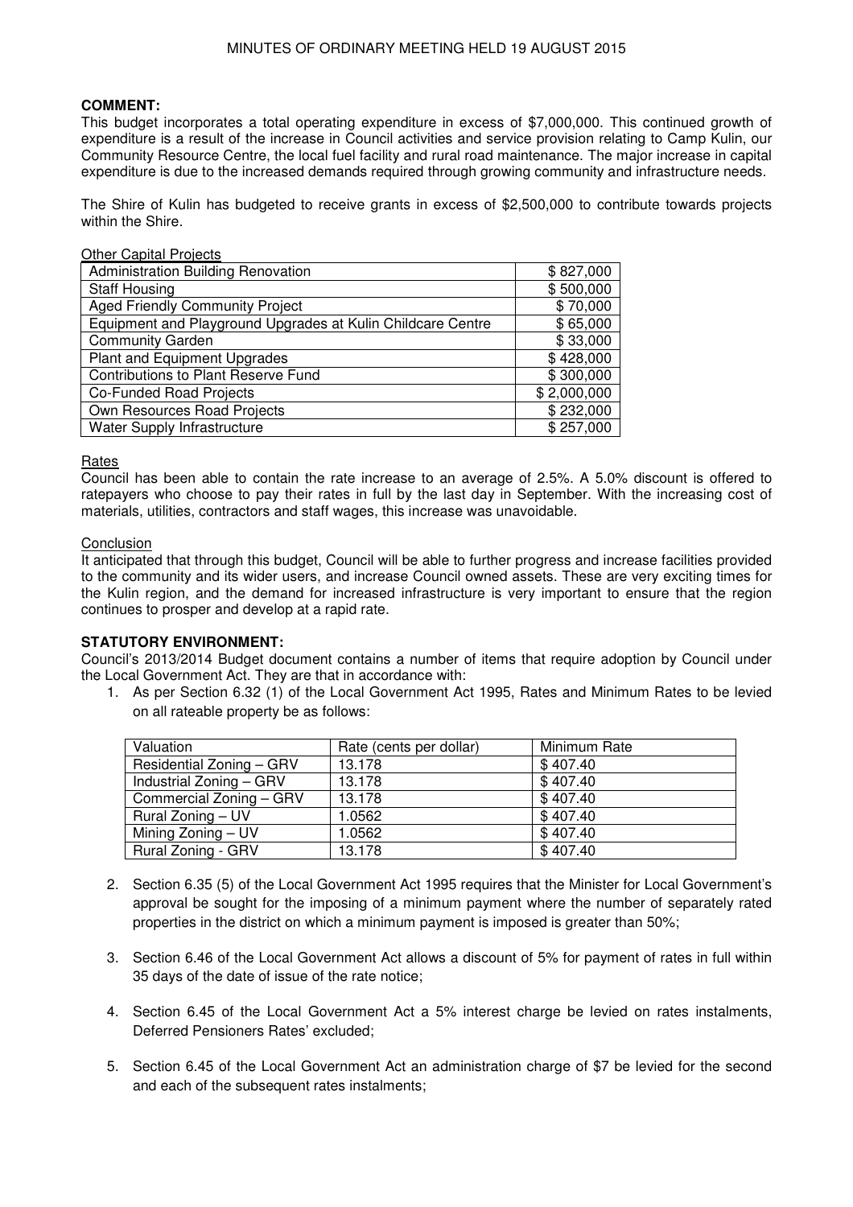**COMMENT:**
This budget incorporates a total operating expenditure in excess of $7,000,000. This continued growth of expenditure is a result of the increase in Council activities and service provision relating to Camp Kulin, our Community Resource Centre, the local fuel facility and rural road maintenance. The major increase in capital expenditure is due to the increased demands required through growing community and infrastructure needs.

The Shire of Kulin has budgeted to receive grants in excess of $2,500,000 to contribute towards projects within the Shire.

Other Capital Projects

| | |
|---|---|
| Administration Building Renovation | $ 827,000 |
| Staff Housing | $ 500,000 |
| Aged Friendly Community Project | $ 70,000 |
| Equipment and Playground Upgrades at Kulin Childcare Centre | $ 65,000 |
| Community Garden | $ 33,000 |
| Plant and Equipment Upgrades | $ 428,000 |
| Contributions to Plant Reserve Fund | $ 300,000 |
| Co-Funded Road Projects | $ 2,000,000 |
| Own Resources Road Projects | $ 232,000 |
| Water Supply Infrastructure | $ 257,000 |

Rates

Council has been able to contain the rate increase to an average of 2.5%. A 5.0% discount is offered to ratepayers who choose to pay their rates in full by the last day in September. With the increasing cost of materials, utilities, contractors and staff wages, this increase was unavoidable.

Conclusion

It anticipated that through this budget, Council will be able to further progress and increase facilities provided to the community and its wider users, and increase Council owned assets. These are very exciting times for the Kulin region, and the demand for increased infrastructure is very important to ensure that the region continues to prosper and develop at a rapid rate.

**STATUTORY ENVIRONMENT:**
Council's 2013/2014 Budget document contains a number of items that require adoption by Council under the Local Government Act. They are that in accordance with:

1. As per Section 6.32 (1) of the Local Government Act 1995, Rates and Minimum Rates to be levied on all rateable property be as follows:

| Valuation | Rate (cents per dollar) | Minimum Rate |
|---|---|---|
| Residential Zoning – GRV | 13.178 | $ 407.40 |
| Industrial Zoning – GRV | 13.178 | $ 407.40 |
| Commercial Zoning – GRV | 13.178 | $ 407.40 |
| Rural Zoning – UV | 1.0562 | $ 407.40 |
| Mining Zoning – UV | 1.0562 | $ 407.40 |
| Rural Zoning - GRV | 13.178 | $ 407.40 |

2. Section 6.35 (5) of the Local Government Act 1995 requires that the Minister for Local Government's approval be sought for the imposing of a minimum payment where the number of separately rated properties in the district on which a minimum payment is imposed is greater than 50%;

3. Section 6.46 of the Local Government Act allows a discount of 5% for payment of rates in full within 35 days of the date of issue of the rate notice;

4. Section 6.45 of the Local Government Act a 5% interest charge be levied on rates instalments, Deferred Pensioners Rates' excluded;

5. Section 6.45 of the Local Government Act an administration charge of $7 be levied for the second and each of the subsequent rates instalments;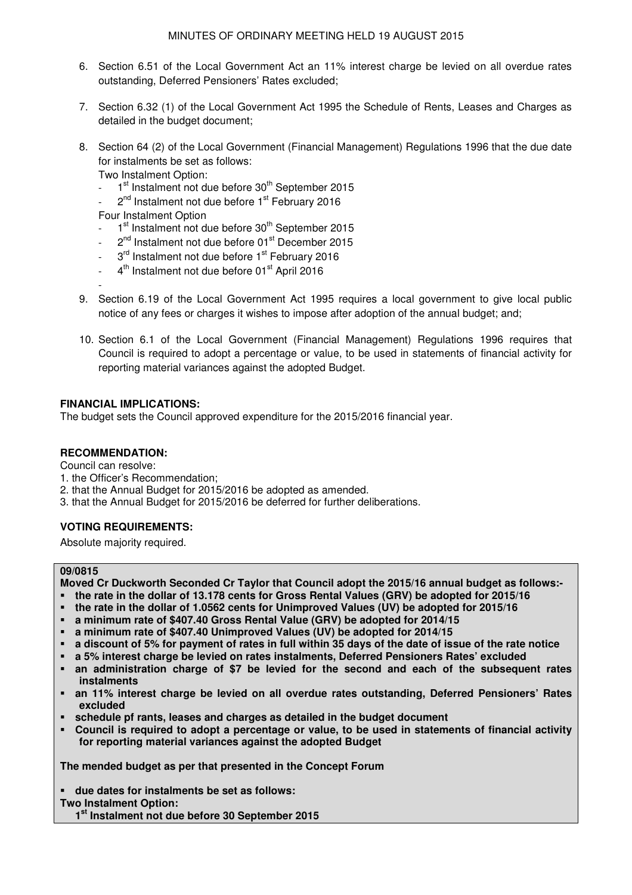6. Section 6.51 of the Local Government Act an 11% interest charge be levied on all overdue rates outstanding, Deferred Pensioners' Rates excluded;

7. Section 6.32 (1) of the Local Government Act 1995 the Schedule of Rents, Leases and Charges as detailed in the budget document;

8. Section 64 (2) of the Local Government (Financial Management) Regulations 1996 that the due date for instalments be set as follows:
   Two Instalment Option:
   - 1st Instalment not due before 30th September 2015
   - 2nd Instalment not due before 1st February 2016

   Four Instalment Option
   - 1st Instalment not due before 30th September 2015
   - 2nd Instalment not due before 01st December 2015
   - 3rd Instalment not due before 1st February 2016
   - 4th Instalment not due before 01st April 2016
   -

9. Section 6.19 of the Local Government Act 1995 requires a local government to give local public notice of any fees or charges it wishes to impose after adoption of the annual budget; and;

10. Section 6.1 of the Local Government (Financial Management) Regulations 1996 requires that Council is required to adopt a percentage or value, to be used in statements of financial activity for reporting material variances against the adopted Budget.

**FINANCIAL IMPLICATIONS:**
The budget sets the Council approved expenditure for the 2015/2016 financial year.

**RECOMMENDATION:**
Council can resolve:
1. the Officer's Recommendation;
2. that the Annual Budget for 2015/2016 be adopted as amended.
3. that the Annual Budget for 2015/2016 be deferred for further deliberations.

**VOTING REQUIREMENTS:**

Absolute majority required.

**09/0815**
**Moved Cr Duckworth Seconded Cr Taylor that Council adopt the 2015/16 annual budget as follows:-**
- **the rate in the dollar of 13.178 cents for Gross Rental Values (GRV) be adopted for 2015/16**
- **the rate in the dollar of 1.0562 cents for Unimproved Values (UV) be adopted for 2015/16**
- **a minimum rate of $407.40 Gross Rental Value (GRV) be adopted for 2014/15**
- **a minimum rate of $407.40 Unimproved Values (UV) be adopted for 2014/15**
- **a discount of 5% for payment of rates in full within 35 days of the date of issue of the rate notice**
- **a 5% interest charge be levied on rates instalments, Deferred Pensioners Rates' excluded**
- **an administration charge of $7 be levied for the second and each of the subsequent rates instalments**
- **an 11% interest charge be levied on all overdue rates outstanding, Deferred Pensioners' Rates excluded**
- **schedule pf rants, leases and charges as detailed in the budget document**
- **Council is required to adopt a percentage or value, to be used in statements of financial activity for reporting material variances against the adopted Budget**

**The mended budget as per that presented in the Concept Forum**

- **due dates for instalments be set as follows:**

**Two Instalment Option:**
**1st Instalment not due before 30 September 2015**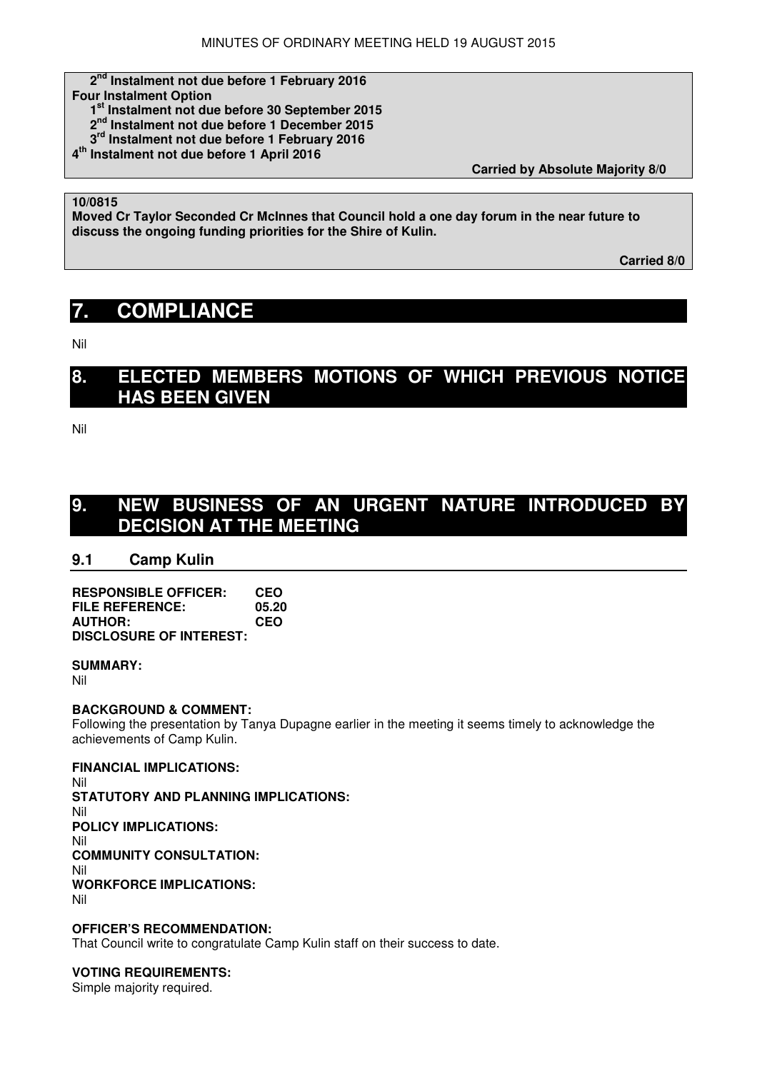**2nd Instalment not due before 1 February 2016**
**Four Instalment Option**
**1st Instalment not due before 30 September 2015**
**2nd Instalment not due before 1 December 2015**
**3rd Instalment not due before 1 February 2016**
**4th Instalment not due before 1 April 2016**

**Carried by Absolute Majority 8/0**

**10/0815**
**Moved Cr Taylor Seconded Cr McInnes that Council hold a one day forum in the near future to discuss the ongoing funding priorities for the Shire of Kulin.**

**Carried 8/0**

# 7. COMPLIANCE

Nil

# 8. ELECTED MEMBERS MOTIONS OF WHICH PREVIOUS NOTICE HAS BEEN GIVEN

Nil

# 9. NEW BUSINESS OF AN URGENT NATURE INTRODUCED BY DECISION AT THE MEETING

## 9.1 Camp Kulin

**RESPONSIBLE OFFICER:** CEO
**FILE REFERENCE:** 05.20
**AUTHOR:** CEO
**DISCLOSURE OF INTEREST:**

**SUMMARY:**
Nil

**BACKGROUND & COMMENT:**
Following the presentation by Tanya Dupagne earlier in the meeting it seems timely to acknowledge the achievements of Camp Kulin.

**FINANCIAL IMPLICATIONS:**
Nil
**STATUTORY AND PLANNING IMPLICATIONS:**
Nil
**POLICY IMPLICATIONS:**
Nil
**COMMUNITY CONSULTATION:**
Nil
**WORKFORCE IMPLICATIONS:**
Nil

**OFFICER'S RECOMMENDATION:**
That Council write to congratulate Camp Kulin staff on their success to date.

**VOTING REQUIREMENTS:**
Simple majority required.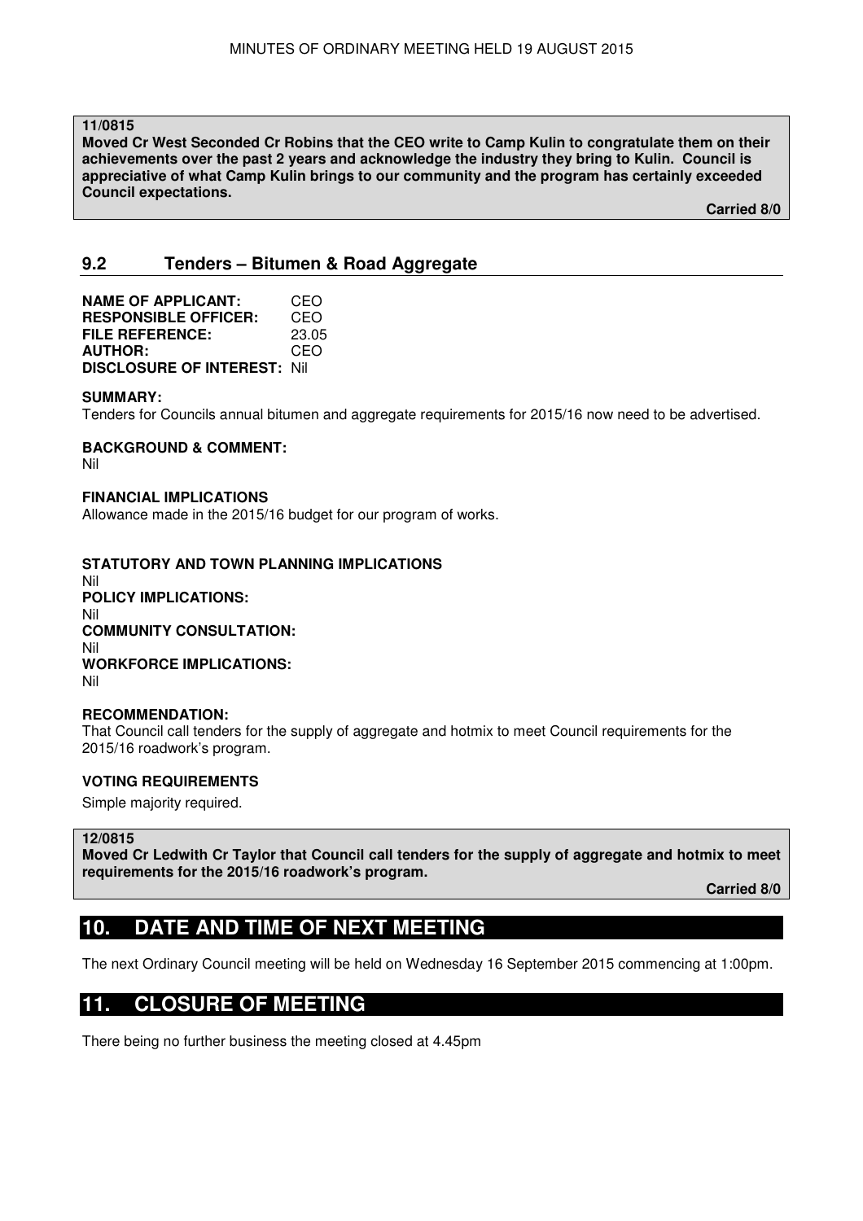**11/0815**

**Moved Cr West Seconded Cr Robins that the CEO write to Camp Kulin to congratulate them on their achievements over the past 2 years and acknowledge the industry they bring to Kulin. Council is appreciative of what Camp Kulin brings to our community and the program has certainly exceeded Council expectations.**

**Carried 8/0**

## 9.2 Tenders – Bitumen & Road Aggregate

**NAME OF APPLICANT:** CEO
**RESPONSIBLE OFFICER:** CEO
**FILE REFERENCE:** 23.05
**AUTHOR:** CEO
**DISCLOSURE OF INTEREST:** Nil

**SUMMARY:**
Tenders for Councils annual bitumen and aggregate requirements for 2015/16 now need to be advertised.

**BACKGROUND & COMMENT:**
Nil

**FINANCIAL IMPLICATIONS**
Allowance made in the 2015/16 budget for our program of works.

**STATUTORY AND TOWN PLANNING IMPLICATIONS**
Nil
**POLICY IMPLICATIONS:**
Nil
**COMMUNITY CONSULTATION:**
Nil
**WORKFORCE IMPLICATIONS:**
Nil

**RECOMMENDATION:**
That Council call tenders for the supply of aggregate and hotmix to meet Council requirements for the 2015/16 roadwork's program.

**VOTING REQUIREMENTS**
Simple majority required.

**12/0815**

**Moved Cr Ledwith Cr Taylor that Council call tenders for the supply of aggregate and hotmix to meet requirements for the 2015/16 roadwork's program.**

**Carried 8/0**

# 10. DATE AND TIME OF NEXT MEETING

The next Ordinary Council meeting will be held on Wednesday 16 September 2015 commencing at 1:00pm.

# 11. CLOSURE OF MEETING

There being no further business the meeting closed at 4.45pm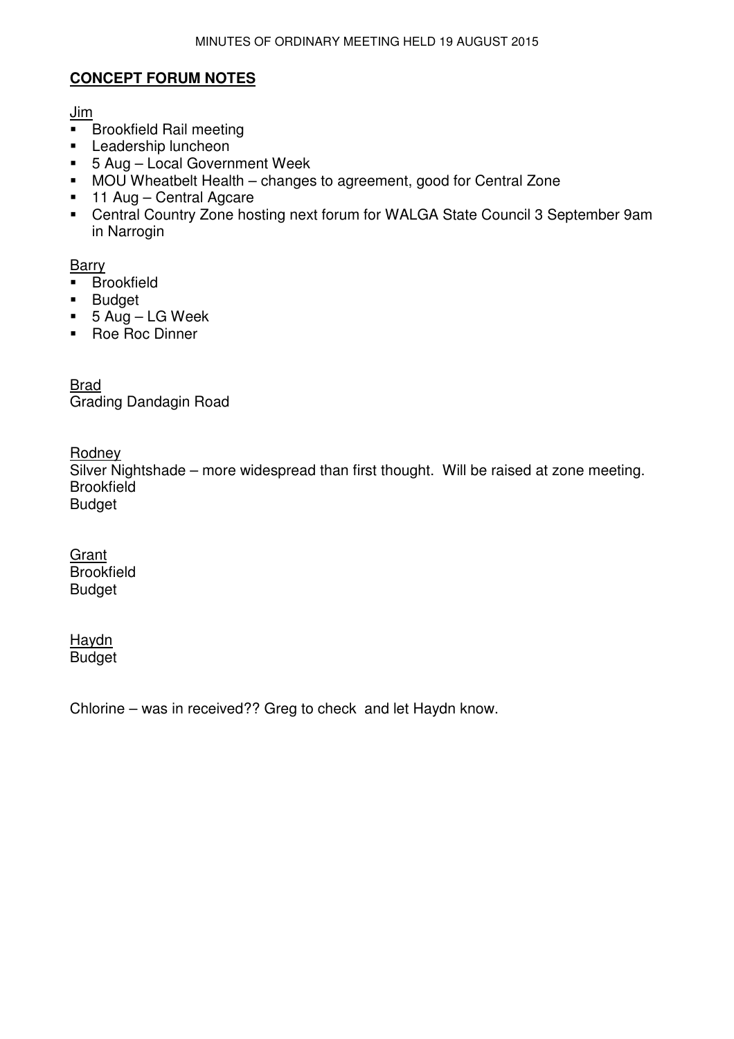## CONCEPT FORUM NOTES

Jim

- Brookfield Rail meeting
- Leadership luncheon
- 5 Aug – Local Government Week
- MOU Wheatbelt Health – changes to agreement, good for Central Zone
- 11 Aug – Central Agcare
- Central Country Zone hosting next forum for WALGA State Council 3 September 9am in Narrogin

Barry

- Brookfield
- Budget
- 5 Aug – LG Week
- Roe Roc Dinner

Brad

Grading Dandagin Road

Rodney

Silver Nightshade – more widespread than first thought. Will be raised at zone meeting.
Brookfield
Budget

Grant

Brookfield
Budget

Haydn

Budget

Chlorine – was in received?? Greg to check and let Haydn know.